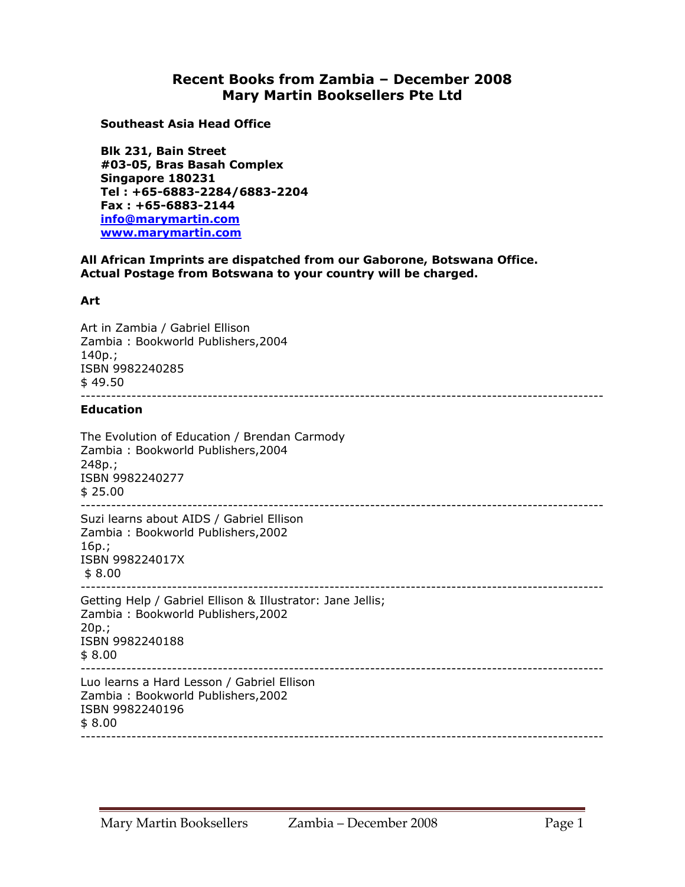# Recent Books from Zambia – December 2008
# Mary Martin Booksellers Pte Ltd

**Southeast Asia Head Office**

**Blk 231, Bain Street**
**#03-05, Bras Basah Complex**
**Singapore 180231**
**Tel : +65-6883-2284/6883-2204**
**Fax : +65-6883-2144**
**info@marymartin.com**
**www.marymartin.com**

**All African Imprints are dispatched from our Gaborone, Botswana Office.**
**Actual Postage from Botswana to your country will be charged.**

## Art

Art in Zambia / Gabriel Ellison
Zambia : Bookworld Publishers,2004
140p.;
ISBN 9982240285
$ 49.50

---

## Education

The Evolution of Education / Brendan Carmody
Zambia : Bookworld Publishers,2004
248p.;
ISBN 9982240277
$ 25.00

---

Suzi learns about AIDS / Gabriel Ellison
Zambia : Bookworld Publishers,2002
16p.;
ISBN 998224017X
$ 8.00

---

Getting Help / Gabriel Ellison & Illustrator: Jane Jellis;
Zambia : Bookworld Publishers,2002
20p.;
ISBN 9982240188
$ 8.00

---

Luo learns a Hard Lesson / Gabriel Ellison
Zambia : Bookworld Publishers,2002
ISBN 9982240196
$ 8.00

---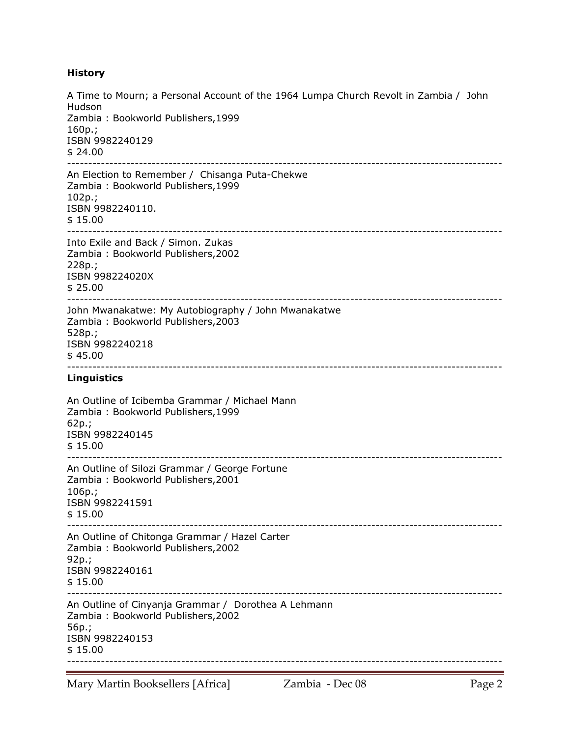**History**

A Time to Mourn; a Personal Account of the 1964 Lumpa Church Revolt in Zambia / John Hudson
Zambia : Bookworld Publishers,1999
160p.;
ISBN 9982240129
$ 24.00

---

An Election to Remember / Chisanga Puta-Chekwe
Zambia : Bookworld Publishers,1999
102p.;
ISBN 9982240110.
$ 15.00

---

Into Exile and Back / Simon. Zukas
Zambia : Bookworld Publishers,2002
228p.;
ISBN 998224020X
$ 25.00

---

John Mwanakatwe: My Autobiography / John Mwanakatwe
Zambia : Bookworld Publishers,2003
528p.;
ISBN 9982240218
$ 45.00

---

**Linguistics**

An Outline of Icibemba Grammar / Michael Mann
Zambia : Bookworld Publishers,1999
62p.;
ISBN 9982240145
$ 15.00

---

An Outline of Silozi Grammar / George Fortune
Zambia : Bookworld Publishers,2001
106p.;
ISBN 9982241591
$ 15.00

---

An Outline of Chitonga Grammar / Hazel Carter
Zambia : Bookworld Publishers,2002
92p.;
ISBN 9982240161
$ 15.00

---

An Outline of Cinyanja Grammar / Dorothea A Lehmann
Zambia : Bookworld Publishers,2002
56p.;
ISBN 9982240153
$ 15.00

---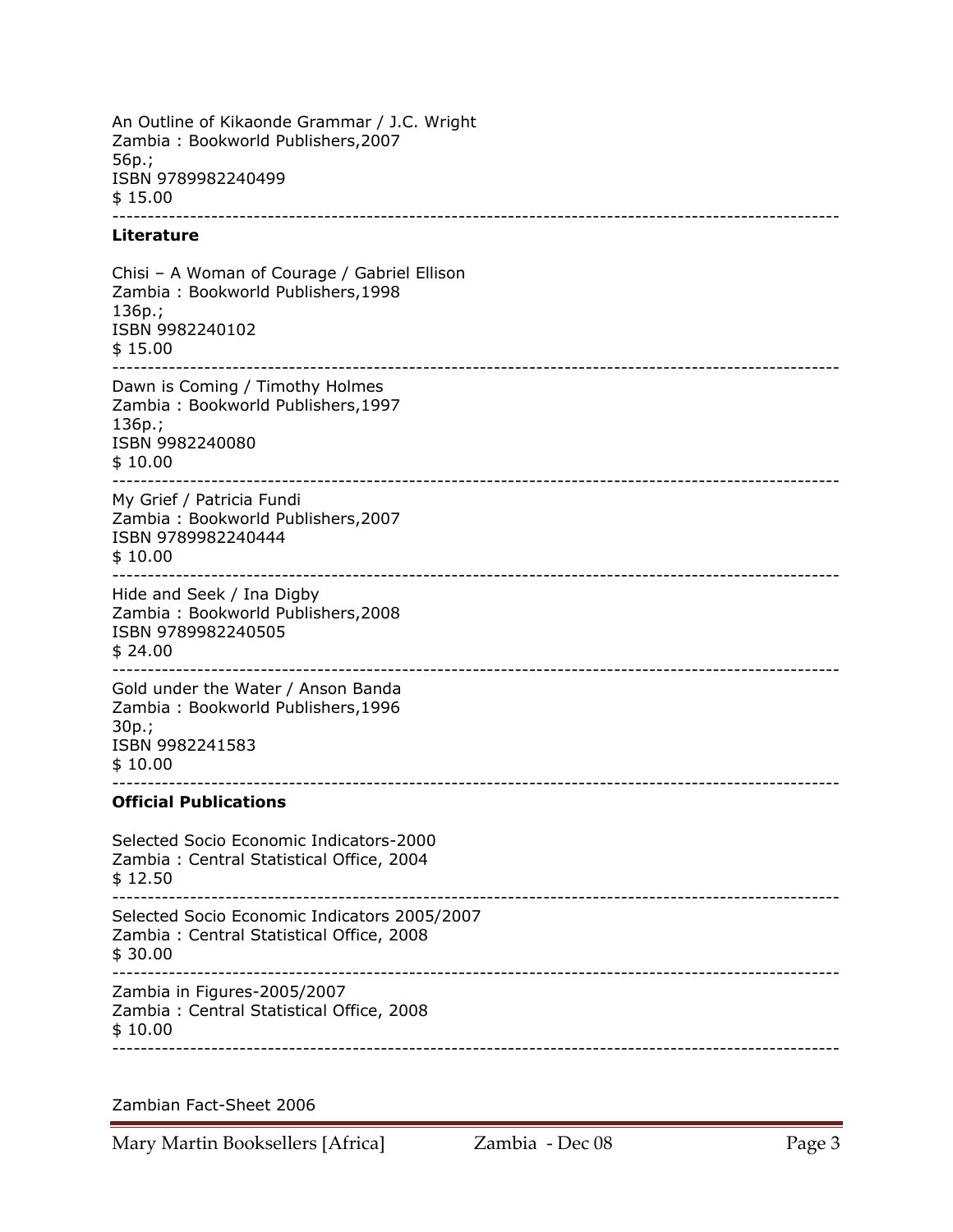An Outline of Kikaonde Grammar / J.C. Wright
Zambia : Bookworld Publishers,2007
56p.;
ISBN 9789982240499
$ 15.00

---

**Literature**

Chisi – A Woman of Courage / Gabriel Ellison
Zambia : Bookworld Publishers,1998
136p.;
ISBN 9982240102
$ 15.00

---

Dawn is Coming / Timothy Holmes
Zambia : Bookworld Publishers,1997
136p.;
ISBN 9982240080
$ 10.00

---

My Grief / Patricia Fundi
Zambia : Bookworld Publishers,2007
ISBN 9789982240444
$ 10.00

---

Hide and Seek / Ina Digby
Zambia : Bookworld Publishers,2008
ISBN 9789982240505
$ 24.00

---

Gold under the Water / Anson Banda
Zambia : Bookworld Publishers,1996
30p.;
ISBN 9982241583
$ 10.00

---

**Official Publications**

Selected Socio Economic Indicators-2000
Zambia : Central Statistical Office, 2004
$ 12.50

---

Selected Socio Economic Indicators 2005/2007
Zambia : Central Statistical Office, 2008
$ 30.00

---

Zambia in Figures-2005/2007
Zambia : Central Statistical Office, 2008
$ 10.00

---

Zambian Fact-Sheet 2006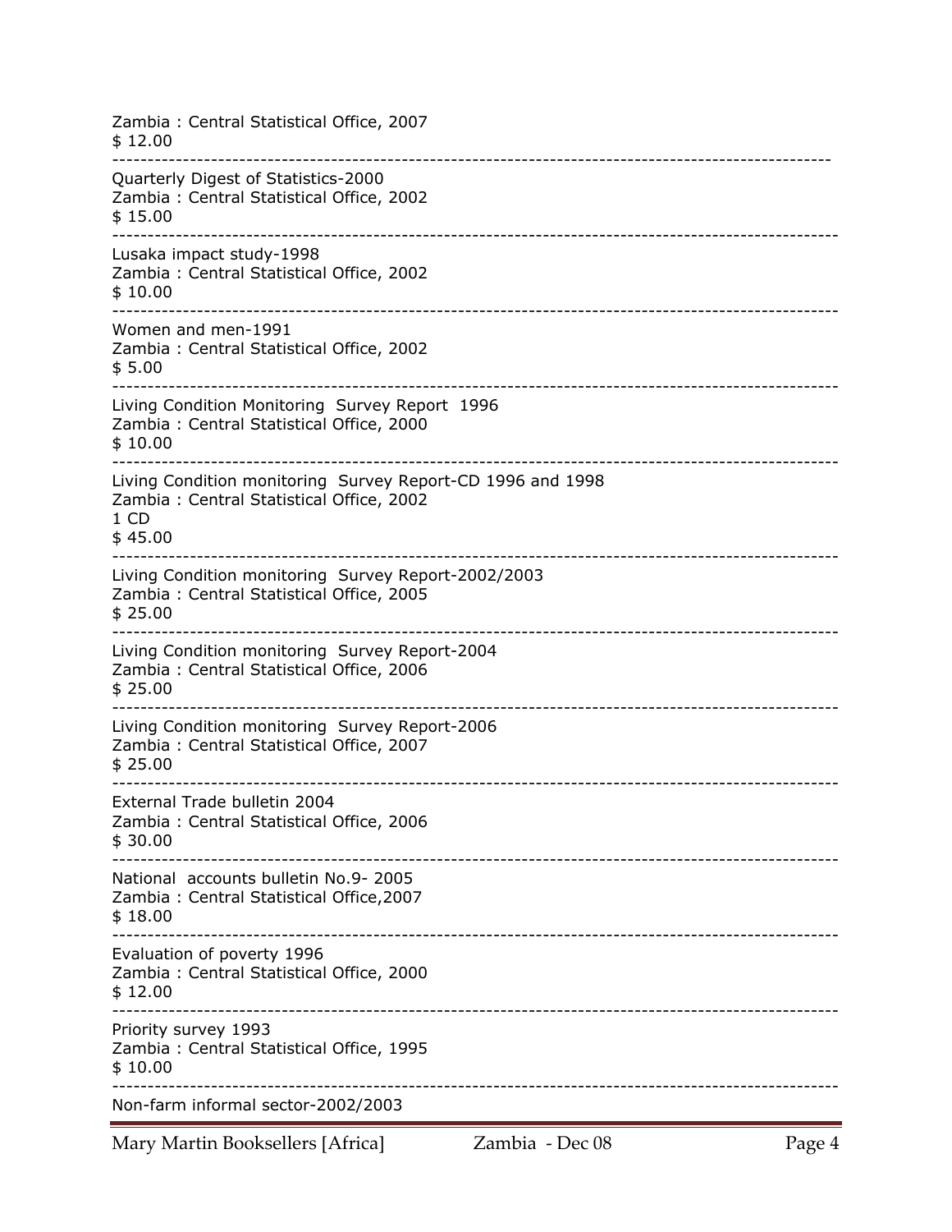Zambia : Central Statistical Office, 2007
$ 12.00

---

Quarterly Digest of Statistics-2000
Zambia : Central Statistical Office, 2002
$ 15.00

---

Lusaka impact study-1998
Zambia : Central Statistical Office, 2002
$ 10.00

---

Women and men-1991
Zambia : Central Statistical Office, 2002
$ 5.00

---

Living Condition Monitoring Survey Report 1996
Zambia : Central Statistical Office, 2000
$ 10.00

---

Living Condition monitoring Survey Report-CD 1996 and 1998
Zambia : Central Statistical Office, 2002
1 CD
$ 45.00

---

Living Condition monitoring Survey Report-2002/2003
Zambia : Central Statistical Office, 2005
$ 25.00

---

Living Condition monitoring Survey Report-2004
Zambia : Central Statistical Office, 2006
$ 25.00

---

Living Condition monitoring Survey Report-2006
Zambia : Central Statistical Office, 2007
$ 25.00

---

External Trade bulletin 2004
Zambia : Central Statistical Office, 2006
$ 30.00

---

National accounts bulletin No.9- 2005
Zambia : Central Statistical Office,2007
$ 18.00

---

Evaluation of poverty 1996
Zambia : Central Statistical Office, 2000
$ 12.00

---

Priority survey 1993
Zambia : Central Statistical Office, 1995
$ 10.00

---

Non-farm informal sector-2002/2003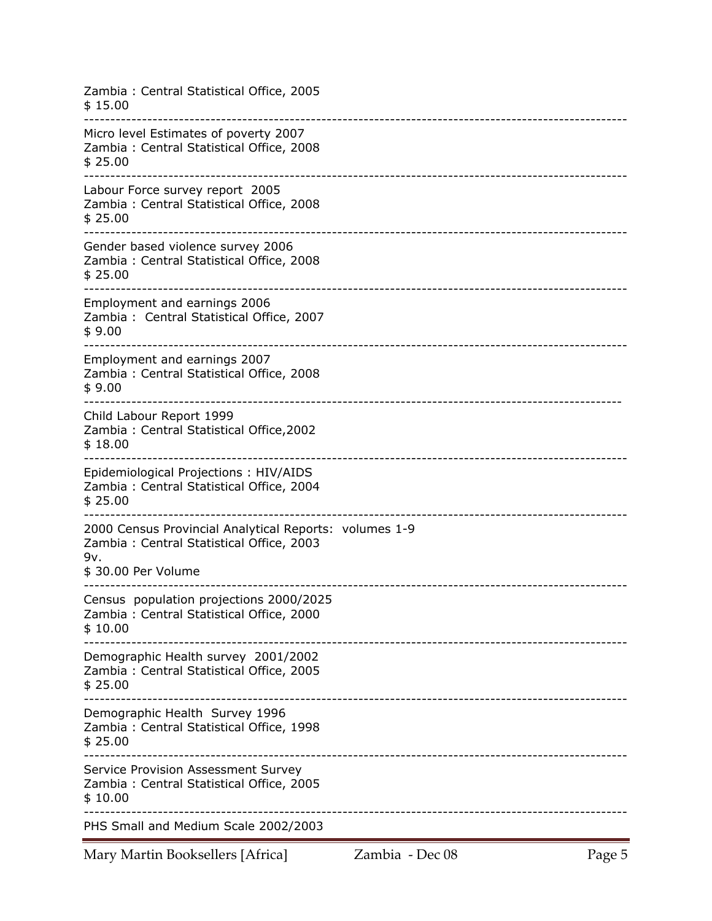Zambia : Central Statistical Office, 2005
$ 15.00

---

Micro level Estimates of poverty 2007
Zambia : Central Statistical Office, 2008
$ 25.00

---

Labour Force survey report 2005
Zambia : Central Statistical Office, 2008
$ 25.00

---

Gender based violence survey 2006
Zambia : Central Statistical Office, 2008
$ 25.00

---

Employment and earnings 2006
Zambia : Central Statistical Office, 2007
$ 9.00

---

Employment and earnings 2007
Zambia : Central Statistical Office, 2008
$ 9.00

---

Child Labour Report 1999
Zambia : Central Statistical Office,2002
$ 18.00

---

Epidemiological Projections : HIV/AIDS
Zambia : Central Statistical Office, 2004
$ 25.00

---

2000 Census Provincial Analytical Reports: volumes 1-9
Zambia : Central Statistical Office, 2003
9v.
$ 30.00 Per Volume

---

Census population projections 2000/2025
Zambia : Central Statistical Office, 2000
$ 10.00

---

Demographic Health survey 2001/2002
Zambia : Central Statistical Office, 2005
$ 25.00

---

Demographic Health Survey 1996
Zambia : Central Statistical Office, 1998
$ 25.00

---

Service Provision Assessment Survey
Zambia : Central Statistical Office, 2005
$ 10.00

---

PHS Small and Medium Scale 2002/2003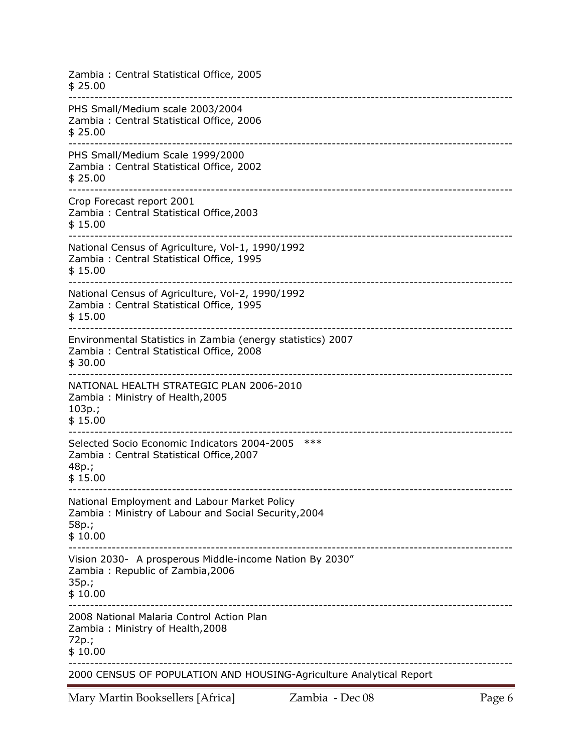Zambia : Central Statistical Office, 2005
$ 25.00

---

PHS Small/Medium scale 2003/2004
Zambia : Central Statistical Office, 2006
$ 25.00

---

PHS Small/Medium Scale 1999/2000
Zambia : Central Statistical Office, 2002
$ 25.00

---

Crop Forecast report 2001
Zambia : Central Statistical Office,2003
$ 15.00

---

National Census of Agriculture, Vol-1, 1990/1992
Zambia : Central Statistical Office, 1995
$ 15.00

---

National Census of Agriculture, Vol-2, 1990/1992
Zambia : Central Statistical Office, 1995
$ 15.00

---

Environmental Statistics in Zambia (energy statistics) 2007
Zambia : Central Statistical Office, 2008
$ 30.00

---

NATIONAL HEALTH STRATEGIC PLAN 2006-2010
Zambia : Ministry of Health,2005
103p.;
$ 15.00

---

Selected Socio Economic Indicators 2004-2005 ***
Zambia : Central Statistical Office,2007
48p.;
$ 15.00

---

National Employment and Labour Market Policy
Zambia : Ministry of Labour and Social Security,2004
58p.;
$ 10.00

---

Vision 2030- A prosperous Middle-income Nation By 2030"
Zambia : Republic of Zambia,2006
35p.;
$ 10.00

---

2008 National Malaria Control Action Plan
Zambia : Ministry of Health,2008
72p.;
$ 10.00

---

2000 CENSUS OF POPULATION AND HOUSING-Agriculture Analytical Report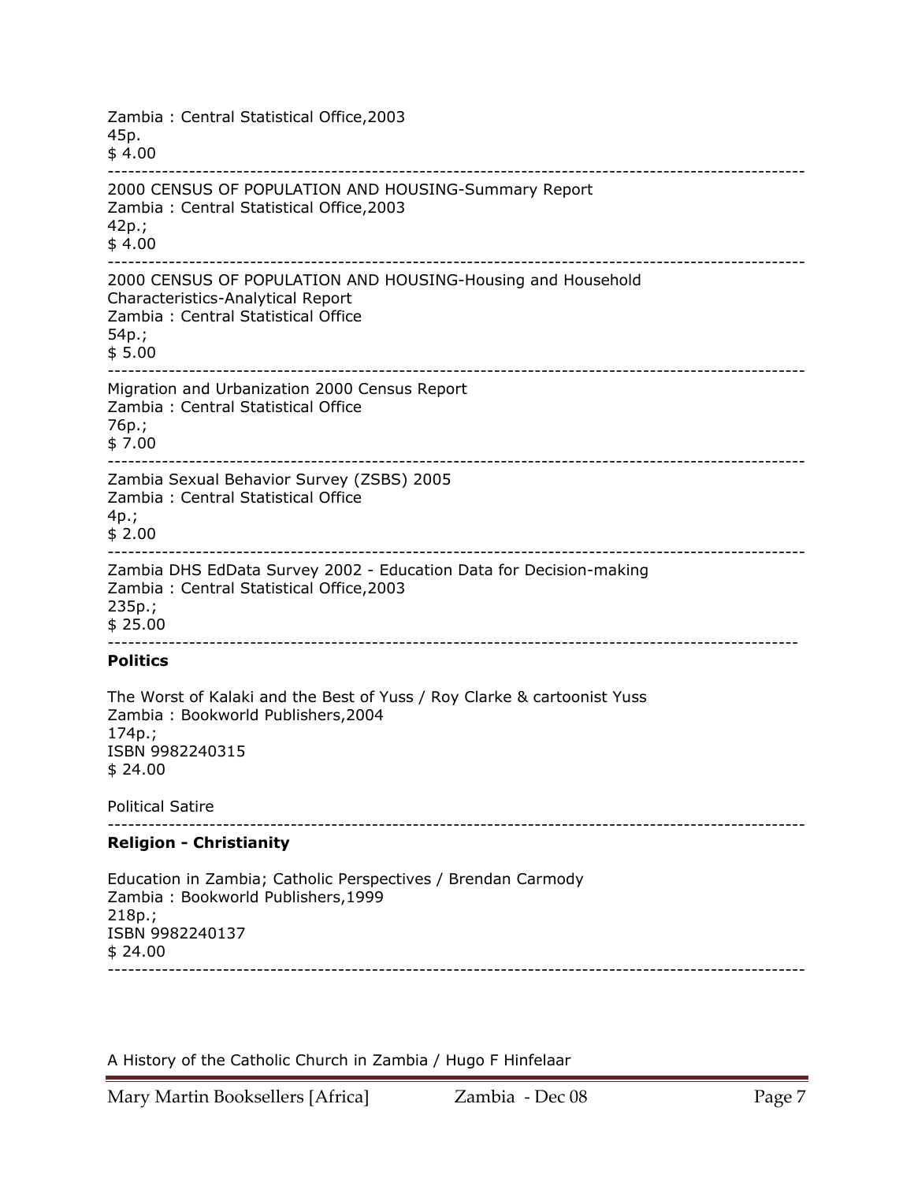Zambia : Central Statistical Office,2003
45p.
$ 4.00

---

2000 CENSUS OF POPULATION AND HOUSING-Summary Report
Zambia : Central Statistical Office,2003
42p.;
$ 4.00

---

2000 CENSUS OF POPULATION AND HOUSING-Housing and Household Characteristics-Analytical Report
Zambia : Central Statistical Office
54p.;
$ 5.00

---

Migration and Urbanization 2000 Census Report
Zambia : Central Statistical Office
76p.;
$ 7.00

---

Zambia Sexual Behavior Survey (ZSBS) 2005
Zambia : Central Statistical Office
4p.;
$ 2.00

---

Zambia DHS EdData Survey 2002 - Education Data for Decision-making
Zambia : Central Statistical Office,2003
235p.;
$ 25.00

---

**Politics**

The Worst of Kalaki and the Best of Yuss / Roy Clarke & cartoonist Yuss
Zambia : Bookworld Publishers,2004
174p.;
ISBN 9982240315
$ 24.00

Political Satire

---

**Religion - Christianity**

Education in Zambia; Catholic Perspectives / Brendan Carmody
Zambia : Bookworld Publishers,1999
218p.;
ISBN 9982240137
$ 24.00

---

A History of the Catholic Church in Zambia / Hugo F Hinfelaar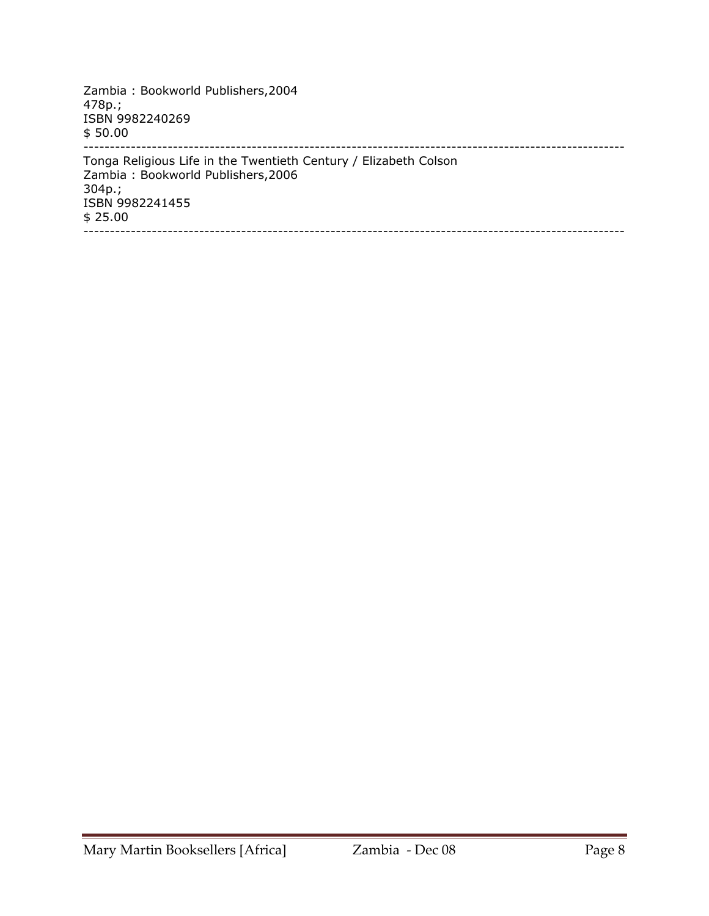Zambia : Bookworld Publishers,2004
478p.;
ISBN 9982240269
$ 50.00

---

Tonga Religious Life in the Twentieth Century / Elizabeth Colson
Zambia : Bookworld Publishers,2006
304p.;
ISBN 9982241455
$ 25.00

---